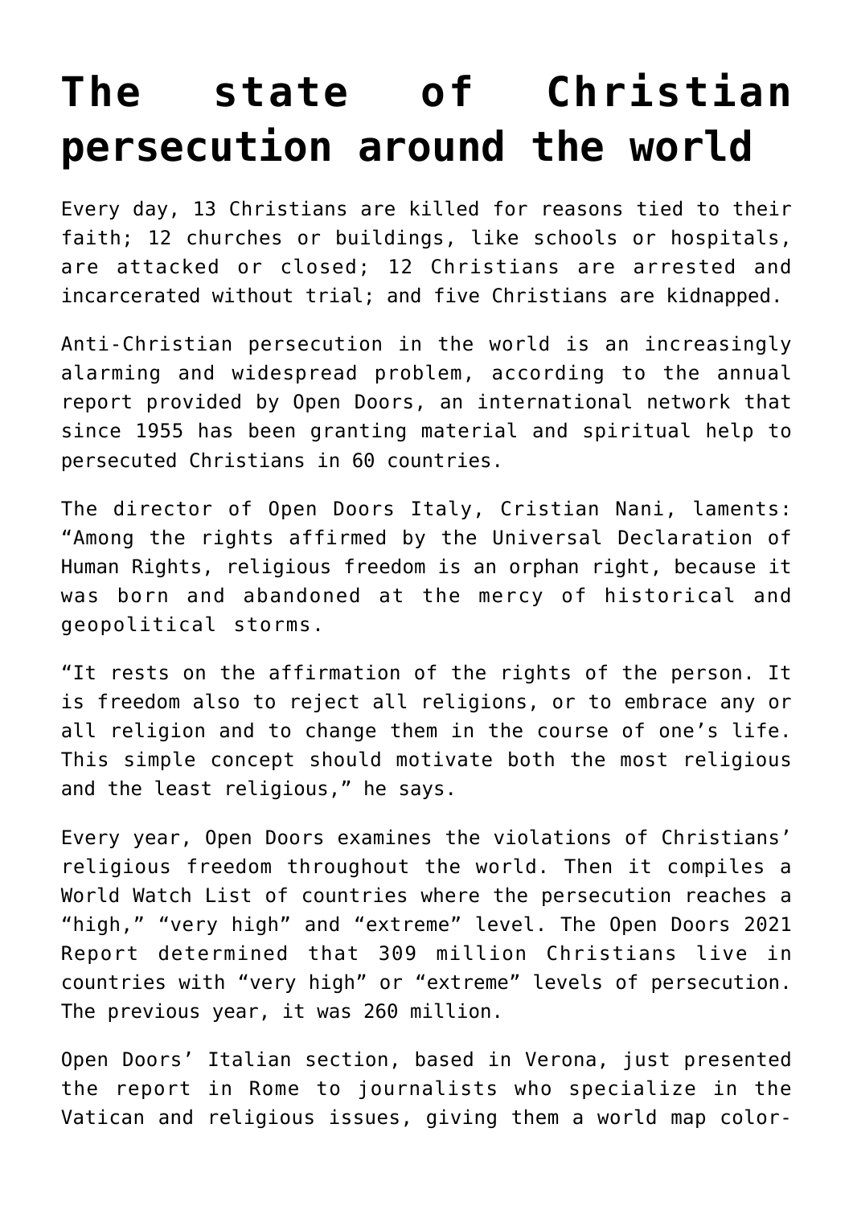# The state of Christian persecution around the world

Every day, 13 Christians are killed for reasons tied to their faith; 12 churches or buildings, like schools or hospitals, are attacked or closed; 12 Christians are arrested and incarcerated without trial; and five Christians are kidnapped.

Anti-Christian persecution in the world is an increasingly alarming and widespread problem, according to the annual report provided by Open Doors, an international network that since 1955 has been granting material and spiritual help to persecuted Christians in 60 countries.

The director of Open Doors Italy, Cristian Nani, laments: "Among the rights affirmed by the Universal Declaration of Human Rights, religious freedom is an orphan right, because it was born and abandoned at the mercy of historical and geopolitical storms.

"It rests on the affirmation of the rights of the person. It is freedom also to reject all religions, or to embrace any or all religion and to change them in the course of one's life. This simple concept should motivate both the most religious and the least religious," he says.

Every year, Open Doors examines the violations of Christians' religious freedom throughout the world. Then it compiles a World Watch List of countries where the persecution reaches a "high," "very high" and "extreme" level. The Open Doors 2021 Report determined that 309 million Christians live in countries with "very high" or "extreme" levels of persecution. The previous year, it was 260 million.

Open Doors' Italian section, based in Verona, just presented the report in Rome to journalists who specialize in the Vatican and religious issues, giving them a world map color-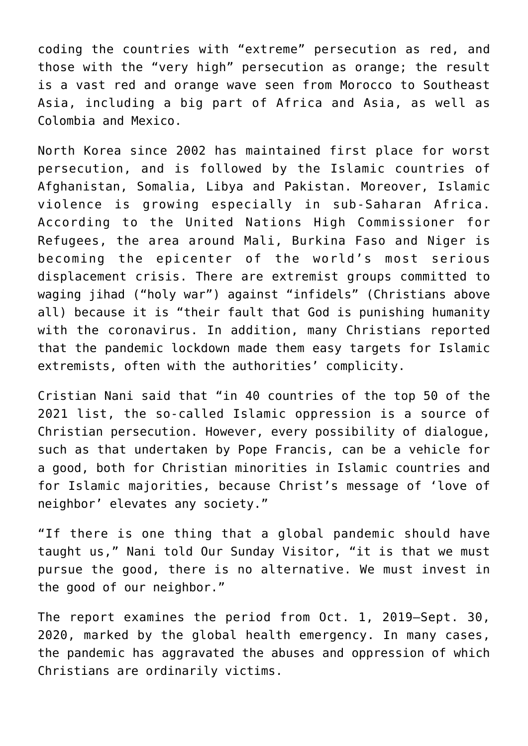coding the countries with "extreme" persecution as red, and those with the "very high" persecution as orange; the result is a vast red and orange wave seen from Morocco to Southeast Asia, including a big part of Africa and Asia, as well as Colombia and Mexico.

North Korea since 2002 has maintained first place for worst persecution, and is followed by the Islamic countries of Afghanistan, Somalia, Libya and Pakistan. Moreover, Islamic violence is growing especially in sub-Saharan Africa. According to the United Nations High Commissioner for Refugees, the area around Mali, Burkina Faso and Niger is becoming the epicenter of the world's most serious displacement crisis. There are extremist groups committed to waging jihad ("holy war") against "infidels" (Christians above all) because it is "their fault that God is punishing humanity with the coronavirus. In addition, many Christians reported that the pandemic lockdown made them easy targets for Islamic extremists, often with the authorities' complicity.

Cristian Nani said that "in 40 countries of the top 50 of the 2021 list, the so-called Islamic oppression is a source of Christian persecution. However, every possibility of dialogue, such as that undertaken by Pope Francis, can be a vehicle for a good, both for Christian minorities in Islamic countries and for Islamic majorities, because Christ's message of 'love of neighbor' elevates any society."

"If there is one thing that a global pandemic should have taught us," Nani told Our Sunday Visitor, "it is that we must pursue the good, there is no alternative. We must invest in the good of our neighbor."

The report examines the period from Oct. 1, 2019–Sept. 30, 2020, marked by the global health emergency. In many cases, the pandemic has aggravated the abuses and oppression of which Christians are ordinarily victims.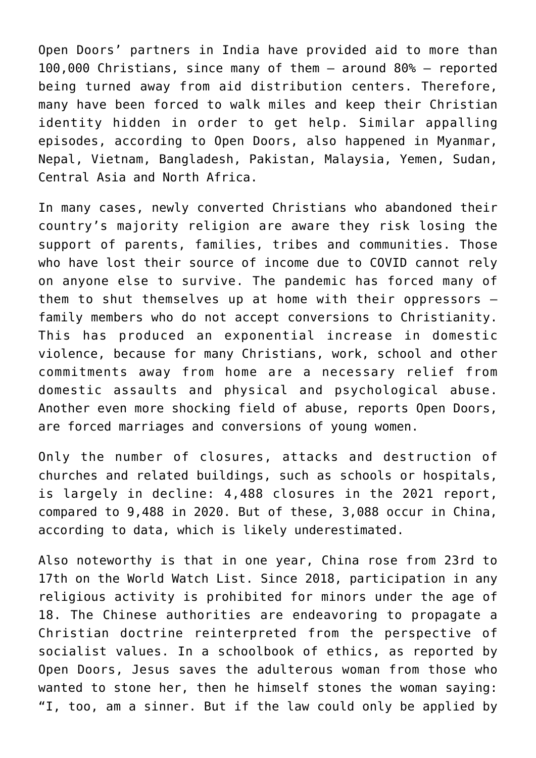Open Doors' partners in India have provided aid to more than 100,000 Christians, since many of them – around 80% – reported being turned away from aid distribution centers. Therefore, many have been forced to walk miles and keep their Christian identity hidden in order to get help. Similar appalling episodes, according to Open Doors, also happened in Myanmar, Nepal, Vietnam, Bangladesh, Pakistan, Malaysia, Yemen, Sudan, Central Asia and North Africa.

In many cases, newly converted Christians who abandoned their country's majority religion are aware they risk losing the support of parents, families, tribes and communities. Those who have lost their source of income due to COVID cannot rely on anyone else to survive. The pandemic has forced many of them to shut themselves up at home with their oppressors – family members who do not accept conversions to Christianity. This has produced an exponential increase in domestic violence, because for many Christians, work, school and other commitments away from home are a necessary relief from domestic assaults and physical and psychological abuse. Another even more shocking field of abuse, reports Open Doors, are forced marriages and conversions of young women.

Only the number of closures, attacks and destruction of churches and related buildings, such as schools or hospitals, is largely in decline: 4,488 closures in the 2021 report, compared to 9,488 in 2020. But of these, 3,088 occur in China, according to data, which is likely underestimated.

Also noteworthy is that in one year, China rose from 23rd to 17th on the World Watch List. Since 2018, participation in any religious activity is prohibited for minors under the age of 18. The Chinese authorities are endeavoring to propagate a Christian doctrine reinterpreted from the perspective of socialist values. In a schoolbook of ethics, as reported by Open Doors, Jesus saves the adulterous woman from those who wanted to stone her, then he himself stones the woman saying: "I, too, am a sinner. But if the law could only be applied by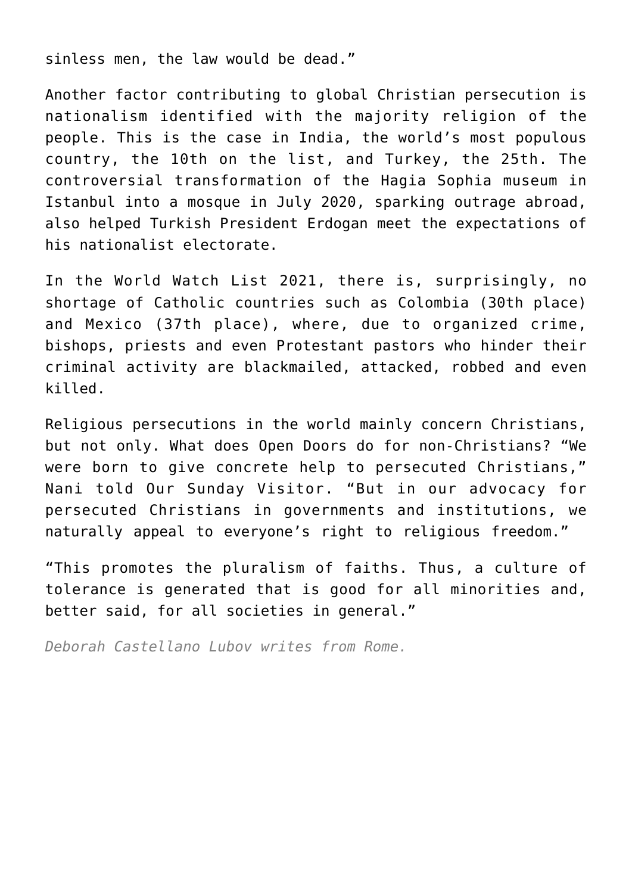sinless men, the law would be dead."

Another factor contributing to global Christian persecution is nationalism identified with the majority religion of the people. This is the case in India, the world's most populous country, the 10th on the list, and Turkey, the 25th. The controversial transformation of the Hagia Sophia museum in Istanbul into a mosque in July 2020, sparking outrage abroad, also helped Turkish President Erdogan meet the expectations of his nationalist electorate.

In the World Watch List 2021, there is, surprisingly, no shortage of Catholic countries such as Colombia (30th place) and Mexico (37th place), where, due to organized crime, bishops, priests and even Protestant pastors who hinder their criminal activity are blackmailed, attacked, robbed and even killed.

Religious persecutions in the world mainly concern Christians, but not only. What does Open Doors do for non-Christians? "We were born to give concrete help to persecuted Christians," Nani told Our Sunday Visitor. "But in our advocacy for persecuted Christians in governments and institutions, we naturally appeal to everyone's right to religious freedom."

"This promotes the pluralism of faiths. Thus, a culture of tolerance is generated that is good for all minorities and, better said, for all societies in general."

*Deborah Castellano Lubov writes from Rome.*